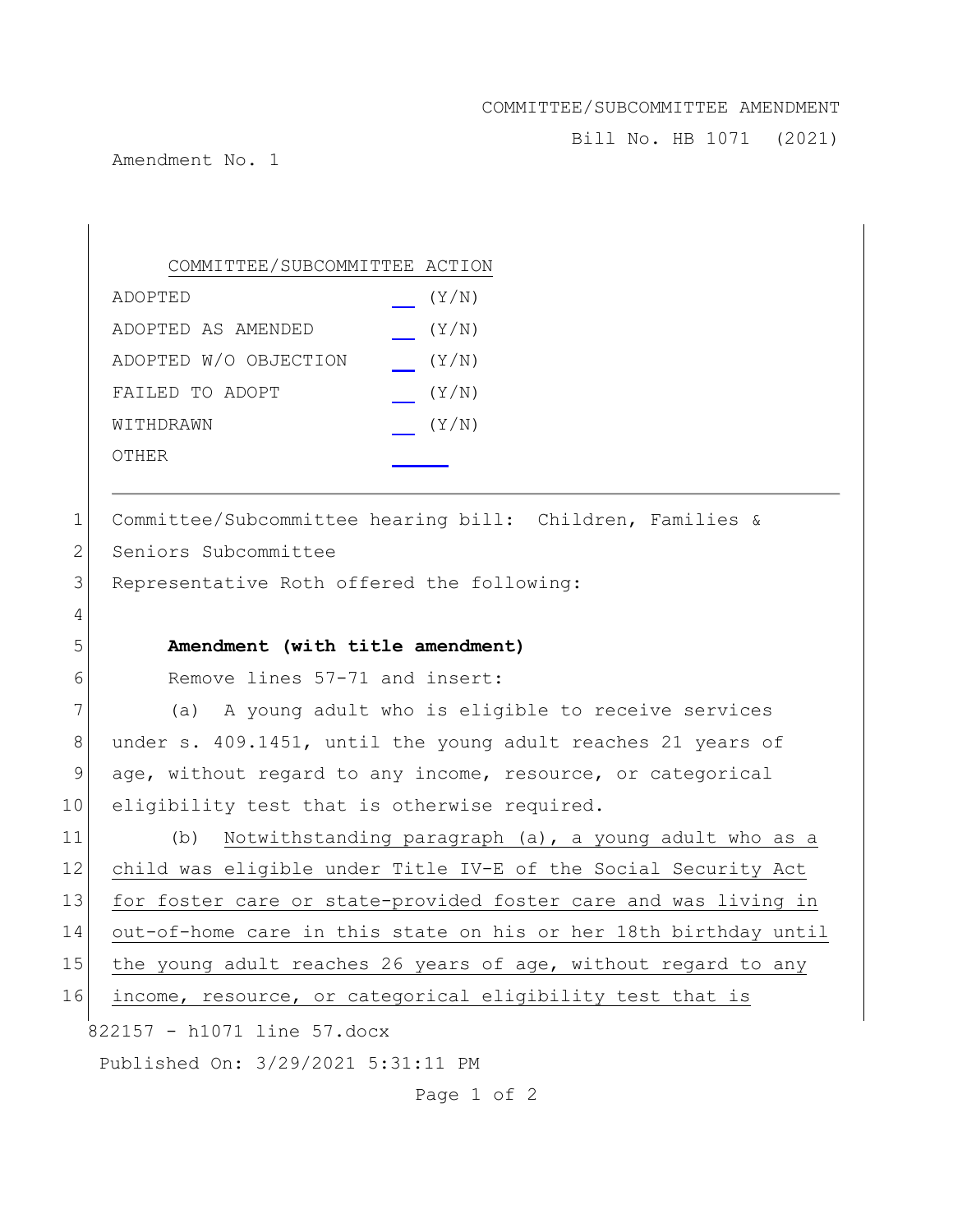COMMITTEE/SUBCOMMITTEE AMENDMENT

Bill No. HB 1071 (2021)

Amendment No. 1

| COMMITTEE/SUBCOMMITTEE ACTION | |
|---|---|
| ADOPTED | ___ (Y/N) |
| ADOPTED AS AMENDED | ___ (Y/N) |
| ADOPTED W/O OBJECTION | ___ (Y/N) |
| FAILED TO ADOPT | ___ (Y/N) |
| WITHDRAWN | ___ (Y/N) |
| OTHER | ______ |

---

1 Committee/Subcommittee hearing bill: Children, Families &
2 Seniors Subcommittee
3 Representative Roth offered the following:
4
5 **Amendment (with title amendment)**
6 Remove lines 57-71 and insert:
7 (a) A young adult who is eligible to receive services
8 under s. 409.1451, until the young adult reaches 21 years of
9 age, without regard to any income, resource, or categorical
10 eligibility test that is otherwise required.
11 (b) Notwithstanding paragraph (a), a young adult who as a
12 child was eligible under Title IV-E of the Social Security Act
13 for foster care or state-provided foster care and was living in
14 out-of-home care in this state on his or her 18th birthday until
15 the young adult reaches 26 years of age, without regard to any
16 income, resource, or categorical eligibility test that is

822157 - h1071 line 57.docx

Published On: 3/29/2021 5:31:11 PM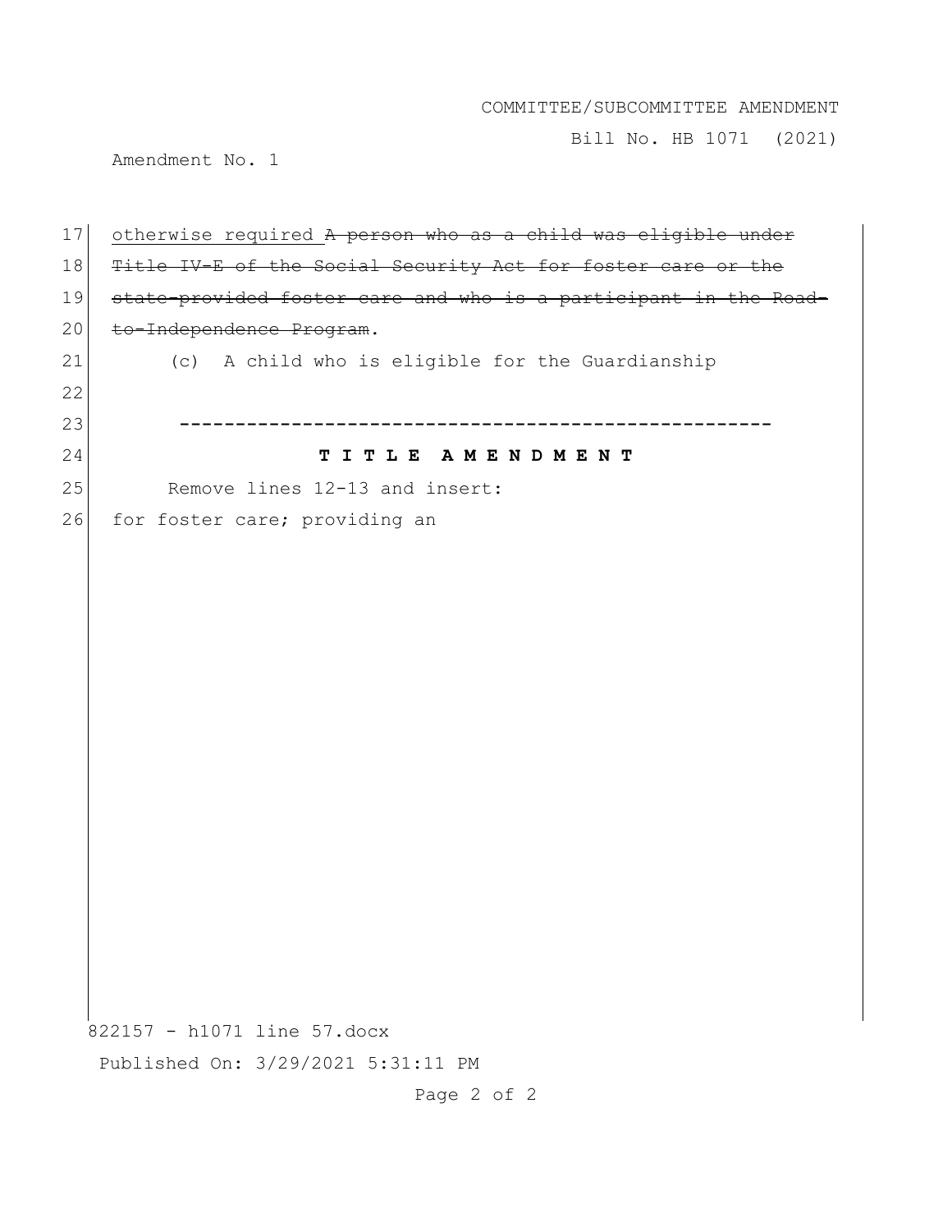otherwise required ~~A person who as a child was eligible under Title IV-E of the Social Security Act for foster care or the state-provided foster care and who is a participant in the Road-to-Independence Program~~.

(c) A child who is eligible for the Guardianship

-----------------------------------------------------

**T I T L E A M E N D M E N T**

Remove lines 12-13 and insert:

for foster care; providing an

822157 - h1071 line 57.docx

Published On: 3/29/2021 5:31:11 PM